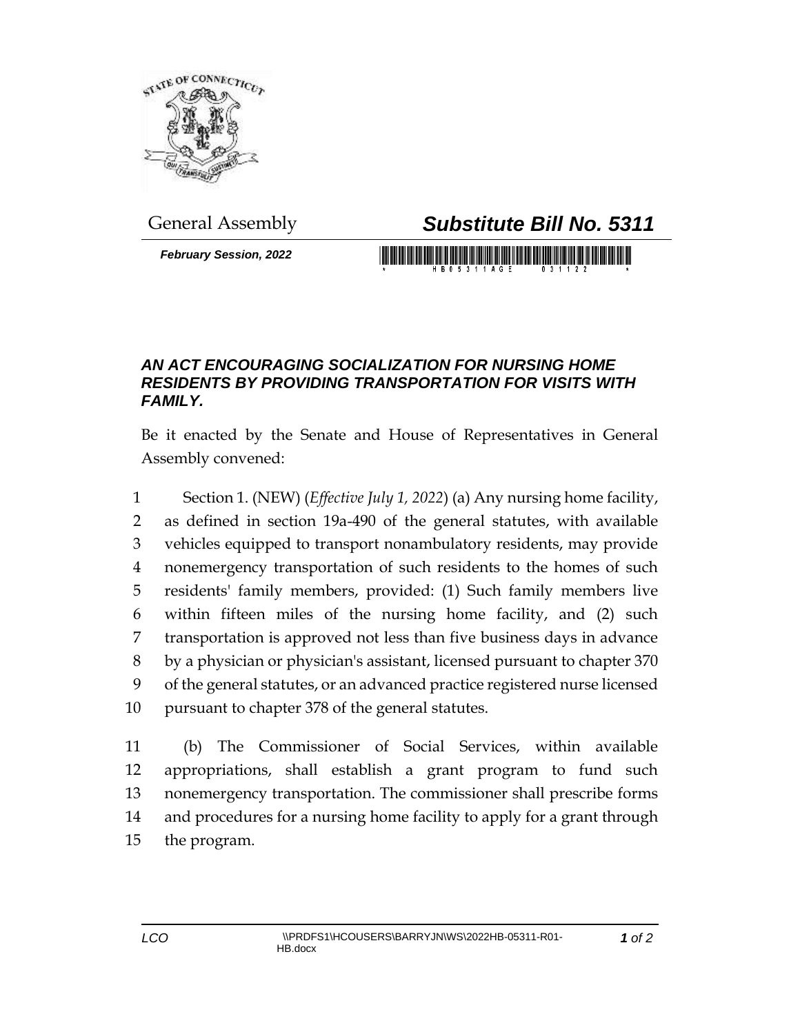General Assembly

# *Substitute Bill No. 5311*

***February Session, 2022***

### *AN ACT ENCOURAGING SOCIALIZATION FOR NURSING HOME RESIDENTS BY PROVIDING TRANSPORTATION FOR VISITS WITH FAMILY.*

Be it enacted by the Senate and House of Representatives in General Assembly convened:

Section 1. (NEW) (*Effective July 1, 2022*) (a) Any nursing home facility, as defined in section 19a-490 of the general statutes, with available vehicles equipped to transport nonambulatory residents, may provide nonemergency transportation of such residents to the homes of such residents' family members, provided: (1) Such family members live within fifteen miles of the nursing home facility, and (2) such transportation is approved not less than five business days in advance by a physician or physician's assistant, licensed pursuant to chapter 370 of the general statutes, or an advanced practice registered nurse licensed pursuant to chapter 378 of the general statutes.

(b) The Commissioner of Social Services, within available appropriations, shall establish a grant program to fund such nonemergency transportation. The commissioner shall prescribe forms and procedures for a nursing home facility to apply for a grant through the program.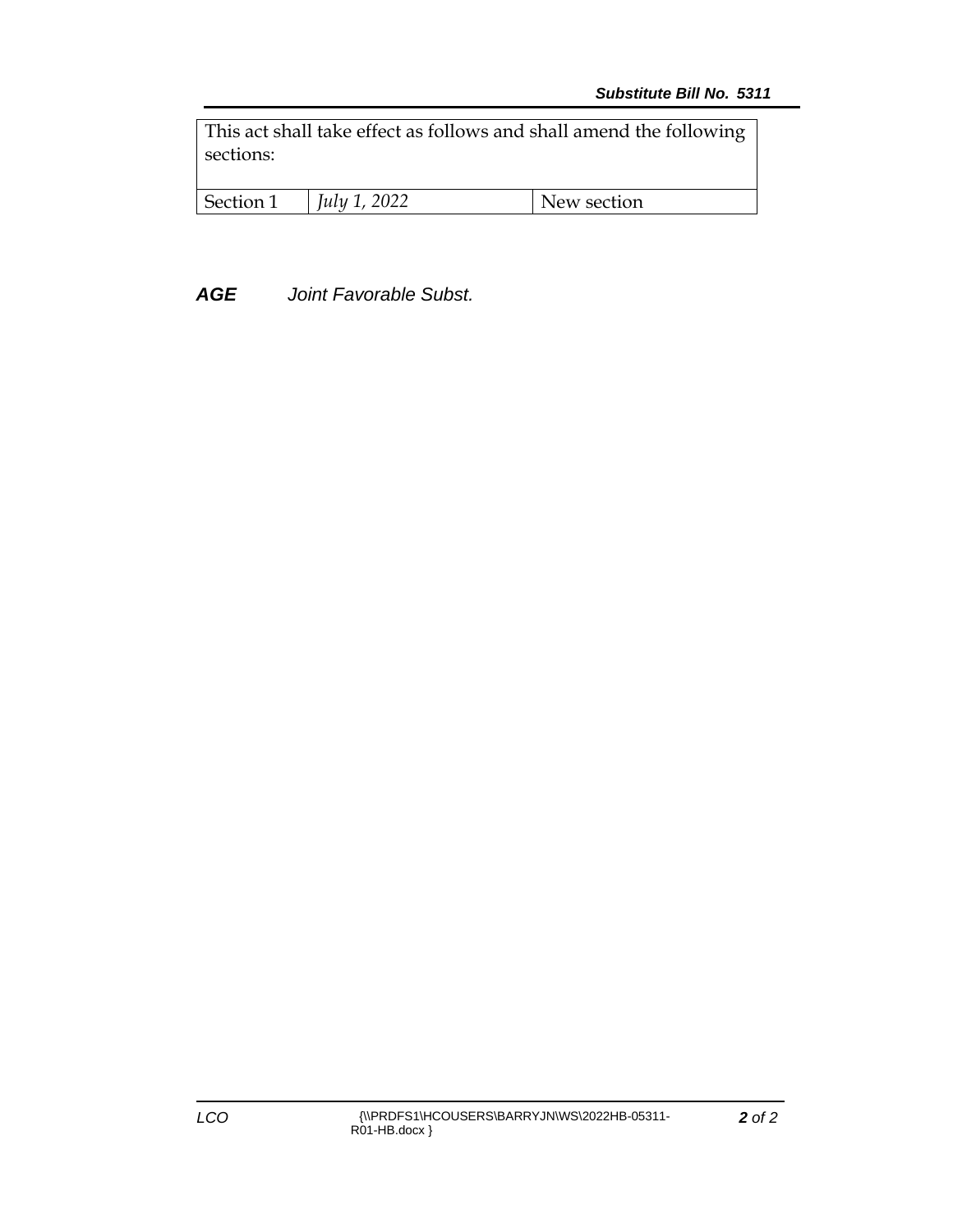| This act shall take effect as follows and shall amend the following sections: | | |
|---|---|---|
| Section 1 | *July 1, 2022* | New section |

***AGE*** *Joint Favorable Subst.*